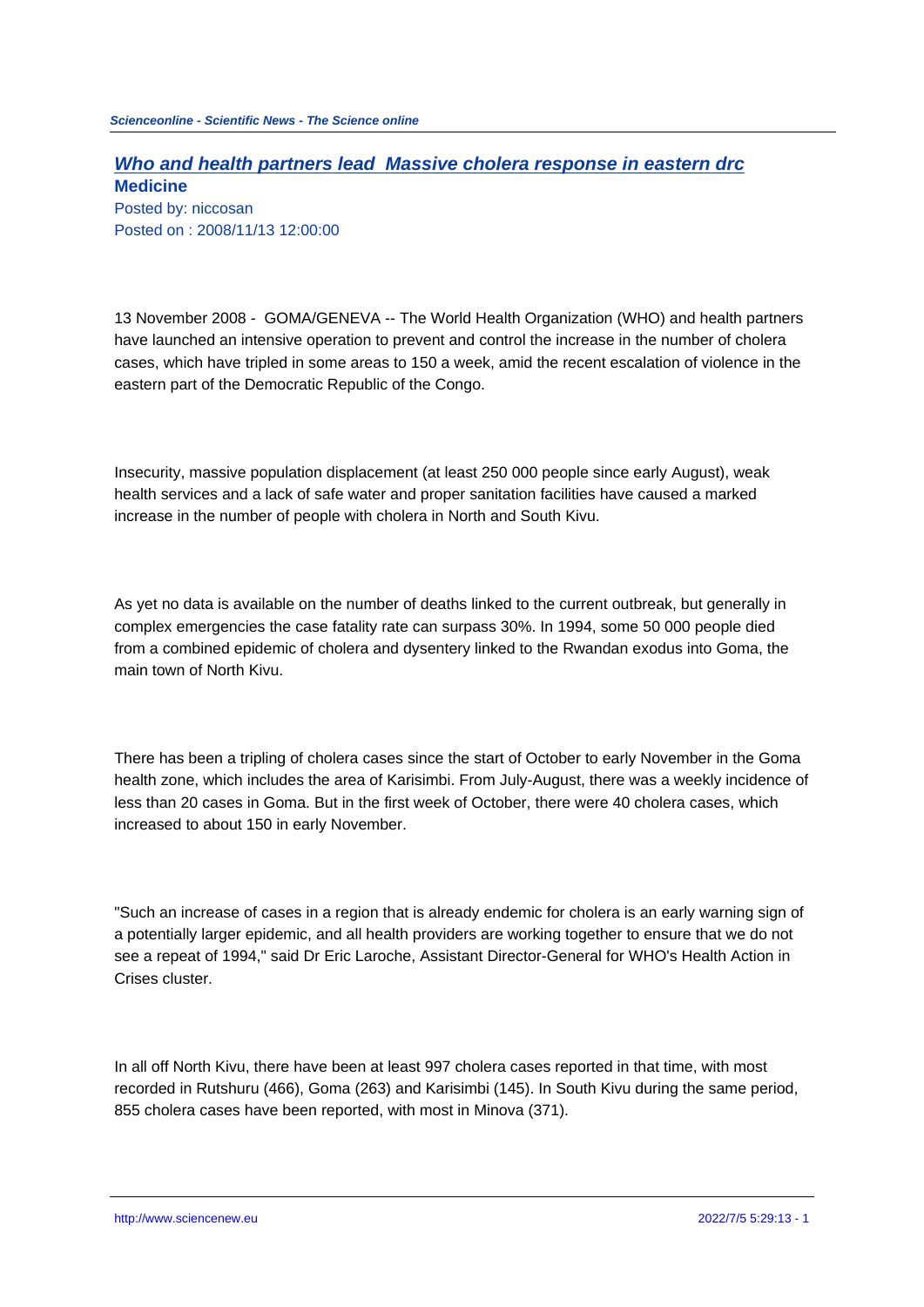# [Who and health partners lead  Massive cholera response in eastern drc](#)

**Medicine**

Posted by: niccosan
Posted on : 2008/11/13 12:00:00

13 November 2008 -  GOMA/GENEVA -- The World Health Organization (WHO) and health partners have launched an intensive operation to prevent and control the increase in the number of cholera cases, which have tripled in some areas to 150 a week, amid the recent escalation of violence in the eastern part of the Democratic Republic of the Congo.

Insecurity, massive population displacement (at least 250 000 people since early August), weak health services and a lack of safe water and proper sanitation facilities have caused a marked increase in the number of people with cholera in North and South Kivu.

As yet no data is available on the number of deaths linked to the current outbreak, but generally in complex emergencies the case fatality rate can surpass 30%. In 1994, some 50 000 people died from a combined epidemic of cholera and dysentery linked to the Rwandan exodus into Goma, the main town of North Kivu.

There has been a tripling of cholera cases since the start of October to early November in the Goma health zone, which includes the area of Karisimbi. From July-August, there was a weekly incidence of less than 20 cases in Goma. But in the first week of October, there were 40 cholera cases, which increased to about 150 in early November.

"Such an increase of cases in a region that is already endemic for cholera is an early warning sign of a potentially larger epidemic, and all health providers are working together to ensure that we do not see a repeat of 1994," said Dr Eric Laroche, Assistant Director-General for WHO's Health Action in Crises cluster.

In all off North Kivu, there have been at least 997 cholera cases reported in that time, with most recorded in Rutshuru (466), Goma (263) and Karisimbi (145). In South Kivu during the same period, 855 cholera cases have been reported, with most in Minova (371).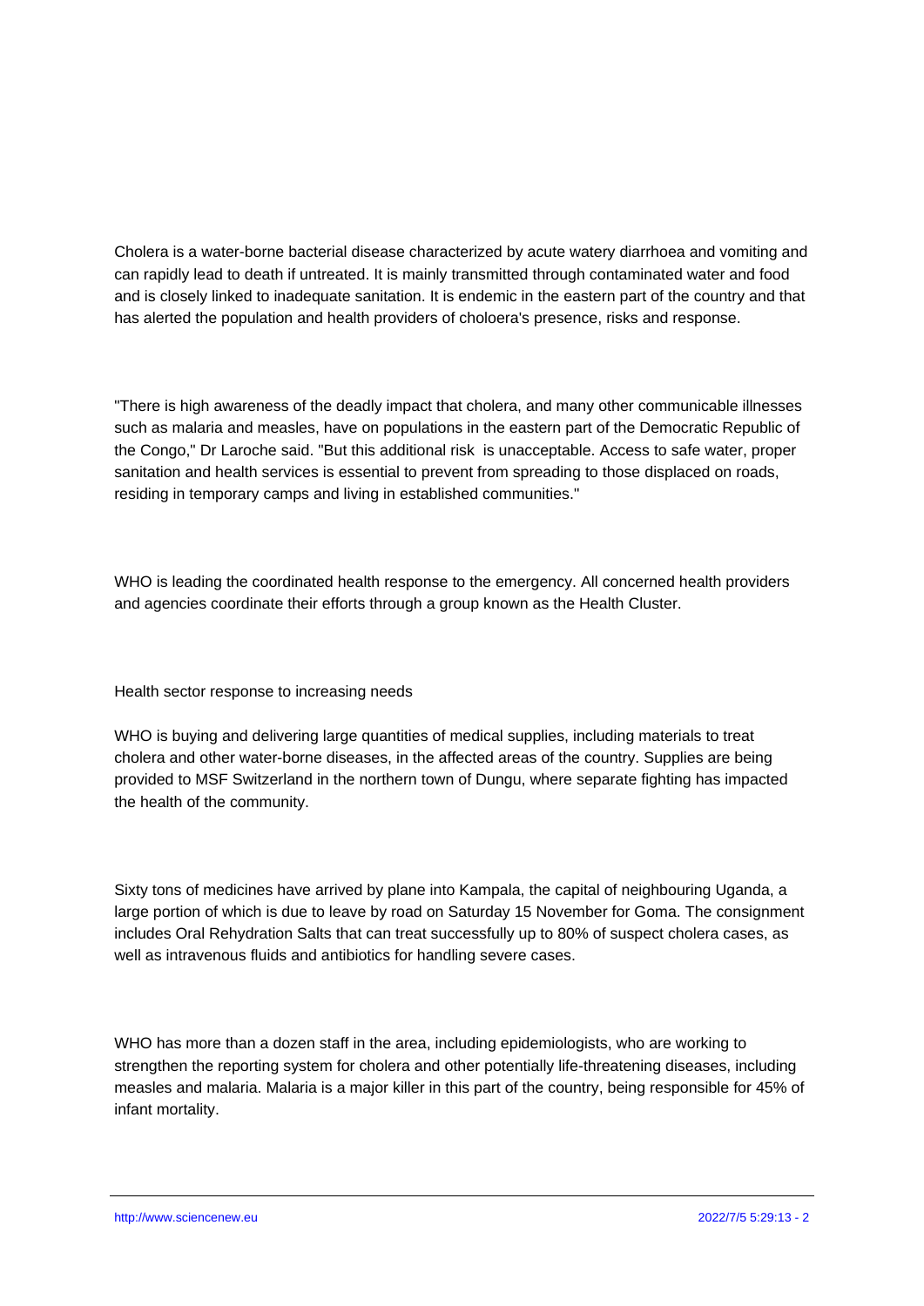Cholera is a water-borne bacterial disease characterized by acute watery diarrhoea and vomiting and can rapidly lead to death if untreated. It is mainly transmitted through contaminated water and food and is closely linked to inadequate sanitation. It is endemic in the eastern part of the country and that has alerted the population and health providers of choloera's presence, risks and response.

"There is high awareness of the deadly impact that cholera, and many other communicable illnesses such as malaria and measles, have on populations in the eastern part of the Democratic Republic of the Congo," Dr Laroche said. "But this additional risk  is unacceptable. Access to safe water, proper sanitation and health services is essential to prevent from spreading to those displaced on roads, residing in temporary camps and living in established communities."

WHO is leading the coordinated health response to the emergency. All concerned health providers and agencies coordinate their efforts through a group known as the Health Cluster.

## Health sector response to increasing needs

WHO is buying and delivering large quantities of medical supplies, including materials to treat cholera and other water-borne diseases, in the affected areas of the country. Supplies are being provided to MSF Switzerland in the northern town of Dungu, where separate fighting has impacted the health of the community.

Sixty tons of medicines have arrived by plane into Kampala, the capital of neighbouring Uganda, a large portion of which is due to leave by road on Saturday 15 November for Goma. The consignment includes Oral Rehydration Salts that can treat successfully up to 80% of suspect cholera cases, as well as intravenous fluids and antibiotics for handling severe cases.

WHO has more than a dozen staff in the area, including epidemiologists, who are working to strengthen the reporting system for cholera and other potentially life-threatening diseases, including measles and malaria. Malaria is a major killer in this part of the country, being responsible for 45% of infant mortality.